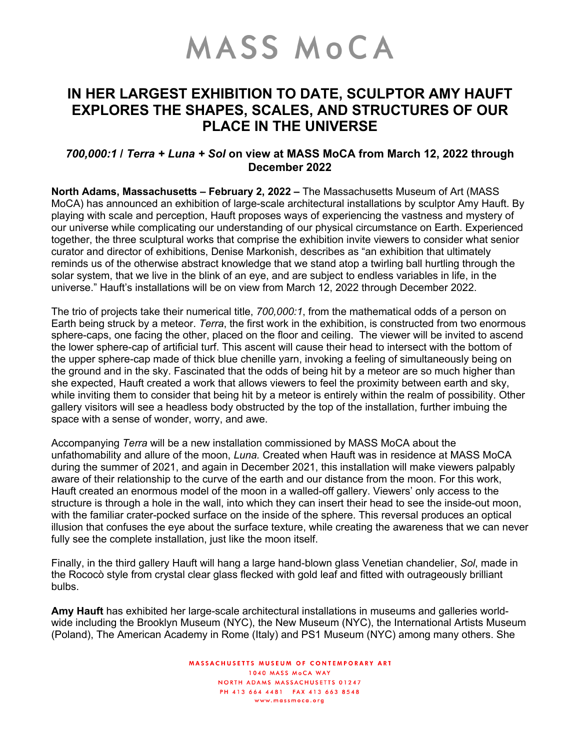# MASS MoCA

## IN HER LARGEST EXHIBITION TO DATE, SCULPTOR AMY HAUFT EXPLORES THE SHAPES, SCALES, AND STRUCTURES OF OUR PLACE IN THE UNIVERSE

### *700,000:1* / *Terra* + *Luna* + *Sol* on view at MASS MoCA from March 12, 2022 through December 2022

**North Adams, Massachusetts – February 2, 2022 –** The Massachusetts Museum of Art (MASS MoCA) has announced an exhibition of large-scale architectural installations by sculptor Amy Hauft. By playing with scale and perception, Hauft proposes ways of experiencing the vastness and mystery of our universe while complicating our understanding of our physical circumstance on Earth. Experienced together, the three sculptural works that comprise the exhibition invite viewers to consider what senior curator and director of exhibitions, Denise Markonish, describes as "an exhibition that ultimately reminds us of the otherwise abstract knowledge that we stand atop a twirling ball hurtling through the solar system, that we live in the blink of an eye, and are subject to endless variables in life, in the universe." Hauft's installations will be on view from March 12, 2022 through December 2022.

The trio of projects take their numerical title, *700,000:1*, from the mathematical odds of a person on Earth being struck by a meteor. *Terra*, the first work in the exhibition, is constructed from two enormous sphere-caps, one facing the other, placed on the floor and ceiling. The viewer will be invited to ascend the lower sphere-cap of artificial turf. This ascent will cause their head to intersect with the bottom of the upper sphere-cap made of thick blue chenille yarn, invoking a feeling of simultaneously being on the ground and in the sky. Fascinated that the odds of being hit by a meteor are so much higher than she expected, Hauft created a work that allows viewers to feel the proximity between earth and sky, while inviting them to consider that being hit by a meteor is entirely within the realm of possibility. Other gallery visitors will see a headless body obstructed by the top of the installation, further imbuing the space with a sense of wonder, worry, and awe.

Accompanying *Terra* will be a new installation commissioned by MASS MoCA about the unfathomability and allure of the moon, *Luna.* Created when Hauft was in residence at MASS MoCA during the summer of 2021, and again in December 2021, this installation will make viewers palpably aware of their relationship to the curve of the earth and our distance from the moon. For this work, Hauft created an enormous model of the moon in a walled-off gallery. Viewers' only access to the structure is through a hole in the wall, into which they can insert their head to see the inside-out moon, with the familiar crater-pocked surface on the inside of the sphere. This reversal produces an optical illusion that confuses the eye about the surface texture, while creating the awareness that we can never fully see the complete installation, just like the moon itself.

Finally, in the third gallery Hauft will hang a large hand-blown glass Venetian chandelier, *Sol*, made in the Rococò style from crystal clear glass flecked with gold leaf and fitted with outrageously brilliant bulbs.

**Amy Hauft** has exhibited her large-scale architectural installations in museums and galleries world-wide including the Brooklyn Museum (NYC), the New Museum (NYC), the International Artists Museum (Poland), The American Academy in Rome (Italy) and PS1 Museum (NYC) among many others. She

MASSACHUSETTS MUSEUM OF CONTEMPORARY ART
1040 MASS MoCA WAY
NORTH ADAMS MASSACHUSETTS 01247
PH 413 664 4481 FAX 413 663 8548
www.massmoca.org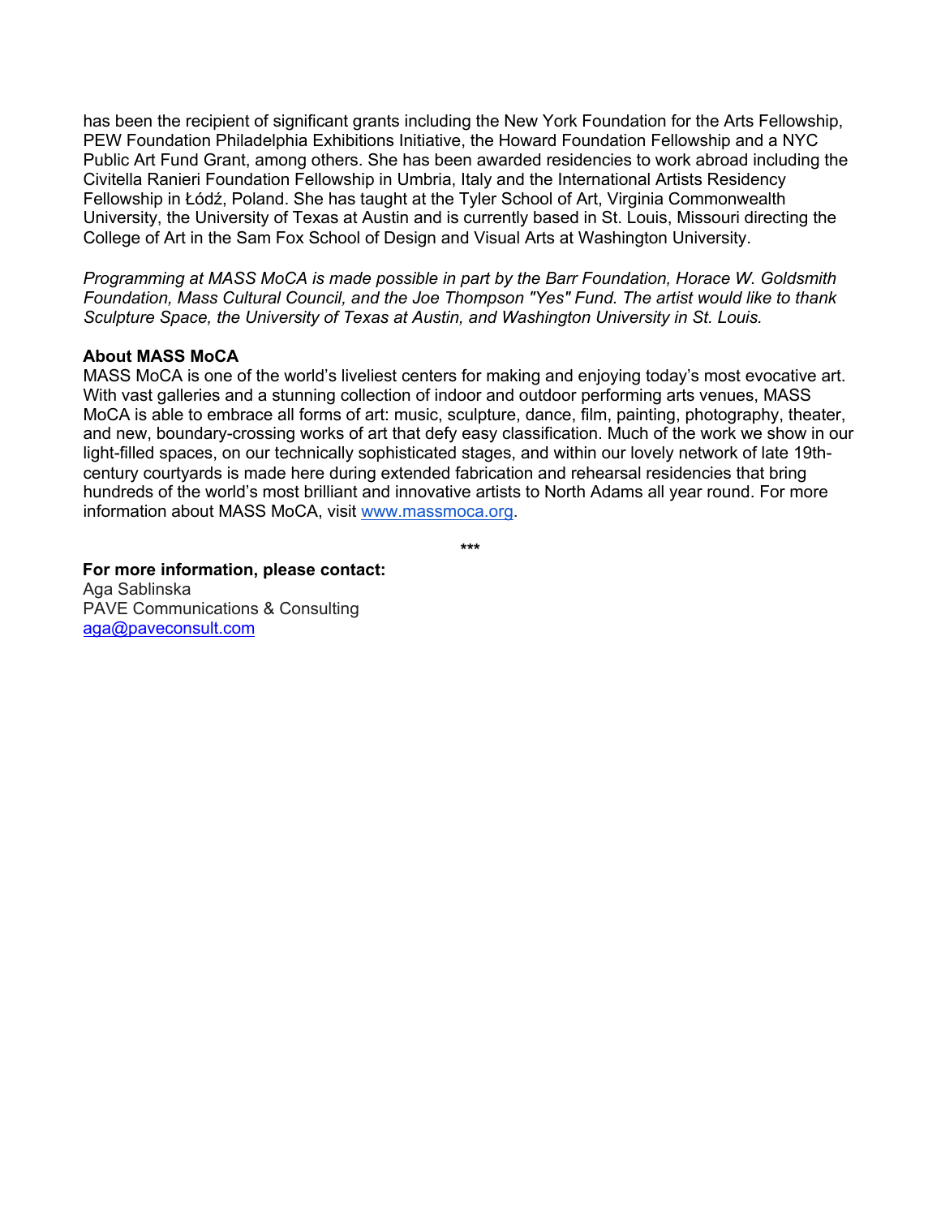has been the recipient of significant grants including the New York Foundation for the Arts Fellowship, PEW Foundation Philadelphia Exhibitions Initiative, the Howard Foundation Fellowship and a NYC Public Art Fund Grant, among others. She has been awarded residencies to work abroad including the Civitella Ranieri Foundation Fellowship in Umbria, Italy and the International Artists Residency Fellowship in Łódź, Poland. She has taught at the Tyler School of Art, Virginia Commonwealth University, the University of Texas at Austin and is currently based in St. Louis, Missouri directing the College of Art in the Sam Fox School of Design and Visual Arts at Washington University.

*Programming at MASS MoCA is made possible in part by the Barr Foundation, Horace W. Goldsmith Foundation, Mass Cultural Council, and the Joe Thompson "Yes" Fund. The artist would like to thank Sculpture Space, the University of Texas at Austin, and Washington University in St. Louis.*

**About MASS MoCA**

MASS MoCA is one of the world's liveliest centers for making and enjoying today's most evocative art. With vast galleries and a stunning collection of indoor and outdoor performing arts venues, MASS MoCA is able to embrace all forms of art: music, sculpture, dance, film, painting, photography, theater, and new, boundary-crossing works of art that defy easy classification. Much of the work we show in our light-filled spaces, on our technically sophisticated stages, and within our lovely network of late 19th-century courtyards is made here during extended fabrication and rehearsal residencies that bring hundreds of the world's most brilliant and innovative artists to North Adams all year round. For more information about MASS MoCA, visit [www.massmoca.org](http://www.massmoca.org).

***

**For more information, please contact:**

Aga Sablinska
PAVE Communications & Consulting
[aga@paveconsult.com](mailto:aga@paveconsult.com)